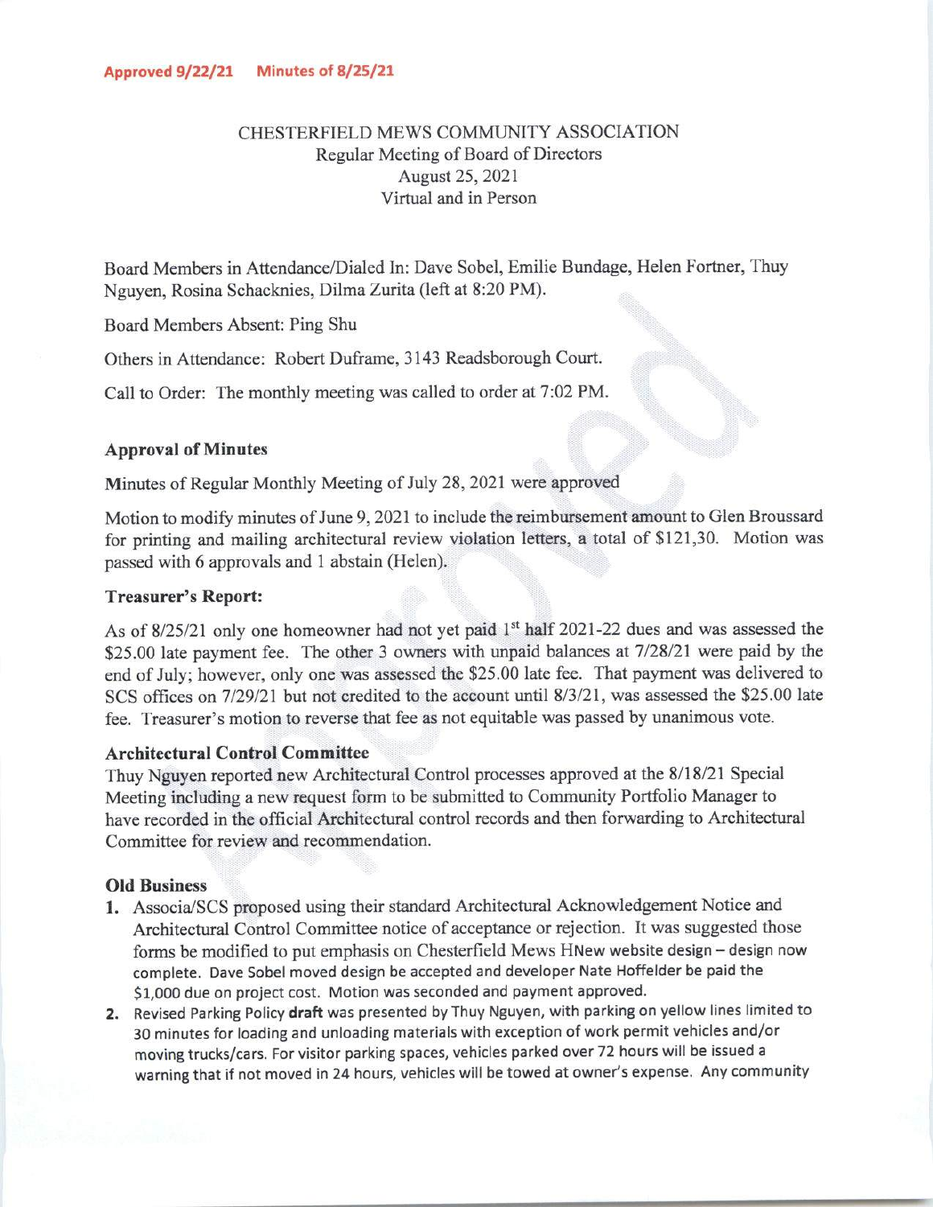**Approved 9/22/21 Minutes of 8/25/21**

CHESTERFIELD MEWS COMMUNITY ASSOCIATION
Regular Meeting of Board of Directors
August 25, 2021
Virtual and in Person

Board Members in Attendance/Dialed In: Dave Sobel, Emilie Bundage, Helen Fortner, Thuy Nguyen, Rosina Schacknies, Dilma Zurita (left at 8:20 PM).

Board Members Absent: Ping Shu

Others in Attendance: Robert Duframe, 3143 Readsborough Court.

Call to Order: The monthly meeting was called to order at 7:02 PM.

### Approval of Minutes

Minutes of Regular Monthly Meeting of July 28, 2021 were approved

Motion to modify minutes of June 9, 2021 to include the reimbursement amount to Glen Broussard for printing and mailing architectural review violation letters, a total of $121,30. Motion was passed with 6 approvals and 1 abstain (Helen).

### Treasurer's Report:

As of 8/25/21 only one homeowner had not yet paid 1st half 2021-22 dues and was assessed the $25.00 late payment fee. The other 3 owners with unpaid balances at 7/28/21 were paid by the end of July; however, only one was assessed the $25.00 late fee. That payment was delivered to SCS offices on 7/29/21 but not credited to the account until 8/3/21, was assessed the $25.00 late fee. Treasurer's motion to reverse that fee as not equitable was passed by unanimous vote.

### Architectural Control Committee

Thuy Nguyen reported new Architectural Control processes approved at the 8/18/21 Special Meeting including a new request form to be submitted to Community Portfolio Manager to have recorded in the official Architectural control records and then forwarding to Architectural Committee for review and recommendation.

### Old Business

1. Associa/SCS proposed using their standard Architectural Acknowledgement Notice and Architectural Control Committee notice of acceptance or rejection. It was suggested those forms be modified to put emphasis on Chesterfield Mews HNew website design – design now complete. Dave Sobel moved design be accepted and developer Nate Hoffelder be paid the $1,000 due on project cost. Motion was seconded and payment approved.
2. Revised Parking Policy **draft** was presented by Thuy Nguyen, with parking on yellow lines limited to 30 minutes for loading and unloading materials with exception of work permit vehicles and/or moving trucks/cars. For visitor parking spaces, vehicles parked over 72 hours will be issued a warning that if not moved in 24 hours, vehicles will be towed at owner's expense. Any community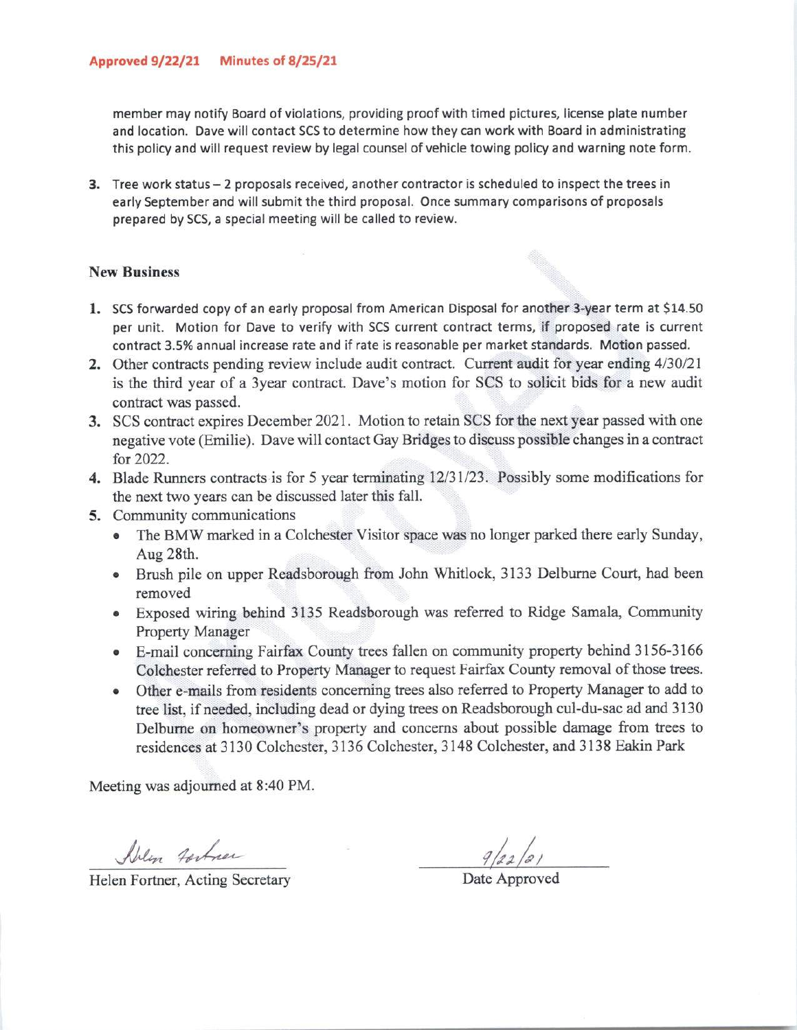**Approved 9/22/21 Minutes of 8/25/21**

member may notify Board of violations, providing proof with timed pictures, license plate number and location. Dave will contact SCS to determine how they can work with Board in administrating this policy and will request review by legal counsel of vehicle towing policy and warning note form.

3. Tree work status – 2 proposals received, another contractor is scheduled to inspect the trees in early September and will submit the third proposal. Once summary comparisons of proposals prepared by SCS, a special meeting will be called to review.

## New Business

1. SCS forwarded copy of an early proposal from American Disposal for another 3-year term at $14.50 per unit. Motion for Dave to verify with SCS current contract terms, if proposed rate is current contract 3.5% annual increase rate and if rate is reasonable per market standards. Motion passed.
2. Other contracts pending review include audit contract. Current audit for year ending 4/30/21 is the third year of a 3year contract. Dave's motion for SCS to solicit bids for a new audit contract was passed.
3. SCS contract expires December 2021. Motion to retain SCS for the next year passed with one negative vote (Emilie). Dave will contact Gay Bridges to discuss possible changes in a contract for 2022.
4. Blade Runners contracts is for 5 year terminating 12/31/23. Possibly some modifications for the next two years can be discussed later this fall.
5. Community communications
   - The BMW marked in a Colchester Visitor space was no longer parked there early Sunday, Aug 28th.
   - Brush pile on upper Readsborough from John Whitlock, 3133 Delburne Court, had been removed
   - Exposed wiring behind 3135 Readsborough was referred to Ridge Samala, Community Property Manager
   - E-mail concerning Fairfax County trees fallen on community property behind 3156-3166 Colchester referred to Property Manager to request Fairfax County removal of those trees.
   - Other e-mails from residents concerning trees also referred to Property Manager to add to tree list, if needed, including dead or dying trees on Readsborough cul-du-sac ad and 3130 Delburne on homeowner's property and concerns about possible damage from trees to residences at 3130 Colchester, 3136 Colchester, 3148 Colchester, and 3138 Eakin Park

Meeting was adjourned at 8:40 PM.

Helen Fortner
Helen Fortner, Acting Secretary

9/22/21
Date Approved